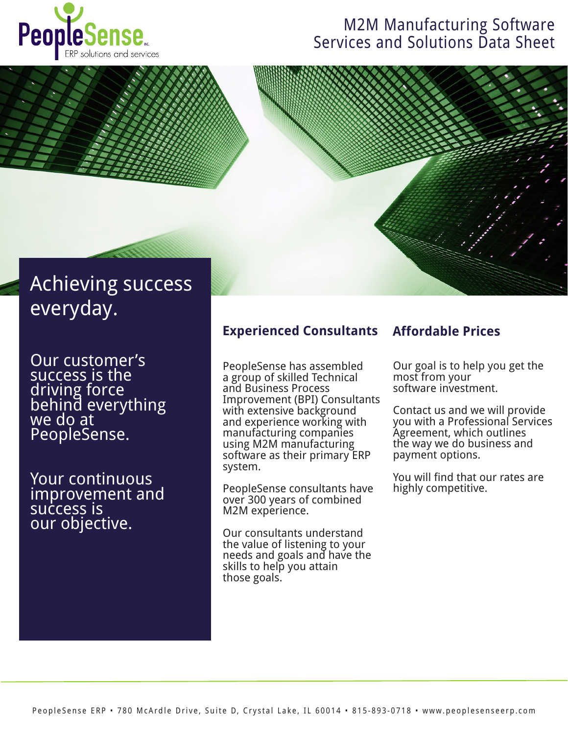PeopleSense INC.
ERP solutions and services

# M2M Manufacturing Software Services and Solutions Data Sheet

## Achieving success everyday.

Our customer's success is the driving force behind everything we do at PeopleSense.

Your continuous improvement and success is our objective.

## Experienced Consultants

PeopleSense has assembled a group of skilled Technical and Business Process Improvement (BPI) Consultants with extensive background and experience working with manufacturing companies using M2M manufacturing software as their primary ERP system.

PeopleSense consultants have over 300 years of combined M2M experience.

Our consultants understand the value of listening to your needs and goals and have the skills to help you attain those goals.

## Affordable Prices

Our goal is to help you get the most from your software investment.

Contact us and we will provide you with a Professional Services Agreement, which outlines the way we do business and payment options.

You will find that our rates are highly competitive.

PeopleSense ERP • 780 McArdle Drive, Suite D, Crystal Lake, IL 60014 • 815-893-0718 • www.peoplesenseerp.com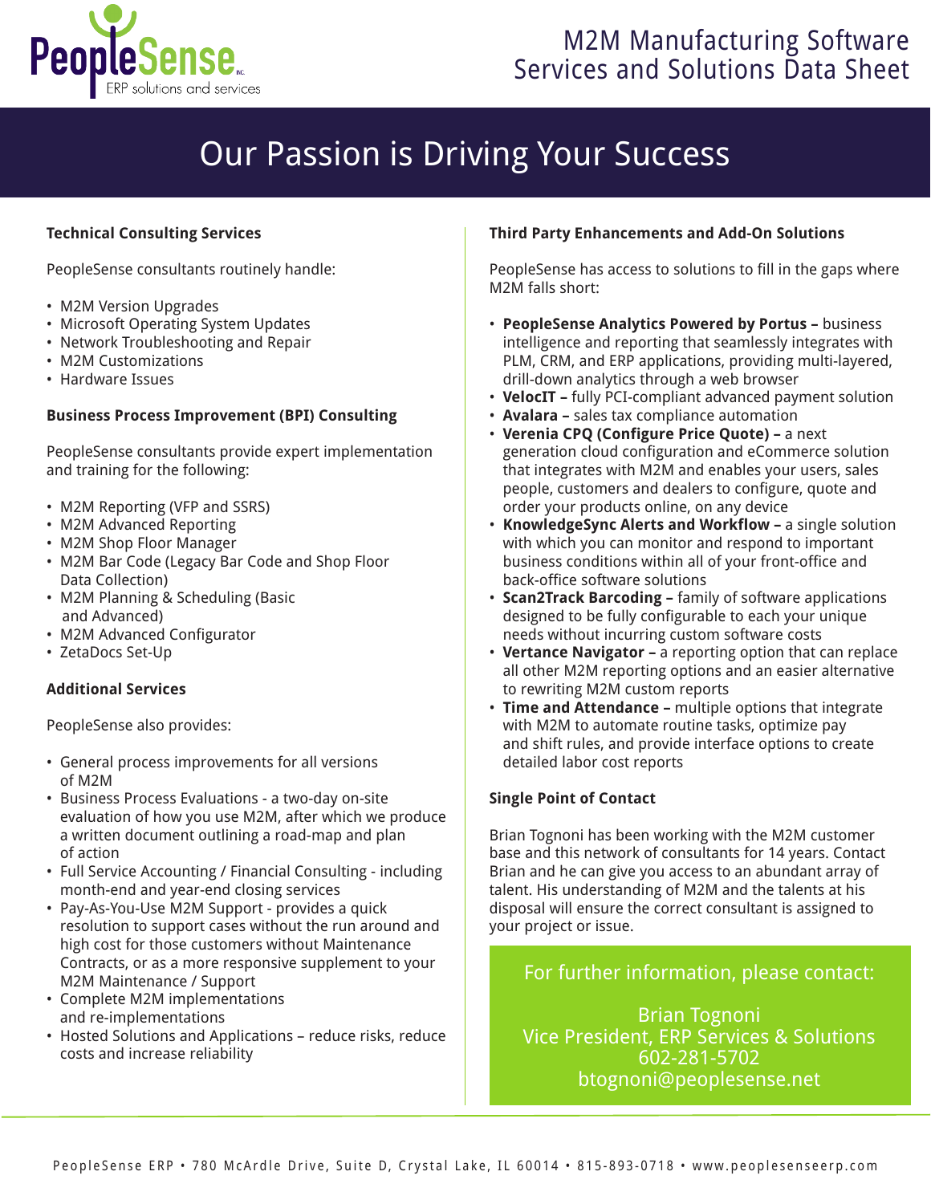PeopleSense ERP solutions and services

# M2M Manufacturing Software Services and Solutions Data Sheet

## Our Passion is Driving Your Success

**Technical Consulting Services**

PeopleSense consultants routinely handle:

- M2M Version Upgrades
- Microsoft Operating System Updates
- Network Troubleshooting and Repair
- M2M Customizations
- Hardware Issues

**Business Process Improvement (BPI) Consulting**

PeopleSense consultants provide expert implementation and training for the following:

- M2M Reporting (VFP and SSRS)
- M2M Advanced Reporting
- M2M Shop Floor Manager
- M2M Bar Code (Legacy Bar Code and Shop Floor Data Collection)
- M2M Planning & Scheduling (Basic and Advanced)
- M2M Advanced Configurator
- ZetaDocs Set-Up

**Additional Services**

PeopleSense also provides:

- General process improvements for all versions of M2M
- Business Process Evaluations - a two-day on-site evaluation of how you use M2M, after which we produce a written document outlining a road-map and plan of action
- Full Service Accounting / Financial Consulting - including month-end and year-end closing services
- Pay-As-You-Use M2M Support - provides a quick resolution to support cases without the run around and high cost for those customers without Maintenance Contracts, or as a more responsive supplement to your M2M Maintenance / Support
- Complete M2M implementations and re-implementations
- Hosted Solutions and Applications – reduce risks, reduce costs and increase reliability

**Third Party Enhancements and Add-On Solutions**

PeopleSense has access to solutions to fill in the gaps where M2M falls short:

- **PeopleSense Analytics Powered by Portus –** business intelligence and reporting that seamlessly integrates with PLM, CRM, and ERP applications, providing multi-layered, drill-down analytics through a web browser
- **VelocIT –** fully PCI-compliant advanced payment solution
- **Avalara –** sales tax compliance automation
- **Verenia CPQ (Configure Price Quote) –** a next generation cloud configuration and eCommerce solution that integrates with M2M and enables your users, sales people, customers and dealers to configure, quote and order your products online, on any device
- **KnowledgeSync Alerts and Workflow –** a single solution with which you can monitor and respond to important business conditions within all of your front-office and back-office software solutions
- **Scan2Track Barcoding –** family of software applications designed to be fully configurable to each your unique needs without incurring custom software costs
- **Vertance Navigator –** a reporting option that can replace all other M2M reporting options and an easier alternative to rewriting M2M custom reports
- **Time and Attendance –** multiple options that integrate with M2M to automate routine tasks, optimize pay and shift rules, and provide interface options to create detailed labor cost reports

**Single Point of Contact**

Brian Tognoni has been working with the M2M customer base and this network of consultants for 14 years. Contact Brian and he can give you access to an abundant array of talent. His understanding of M2M and the talents at his disposal will ensure the correct consultant is assigned to your project or issue.

For further information, please contact:

Brian Tognoni
Vice President, ERP Services & Solutions
602-281-5702
btognoni@peoplesense.net

PeopleSense ERP • 780 McArdle Drive, Suite D, Crystal Lake, IL 60014 • 815-893-0718 • www.peoplesenseerp.com